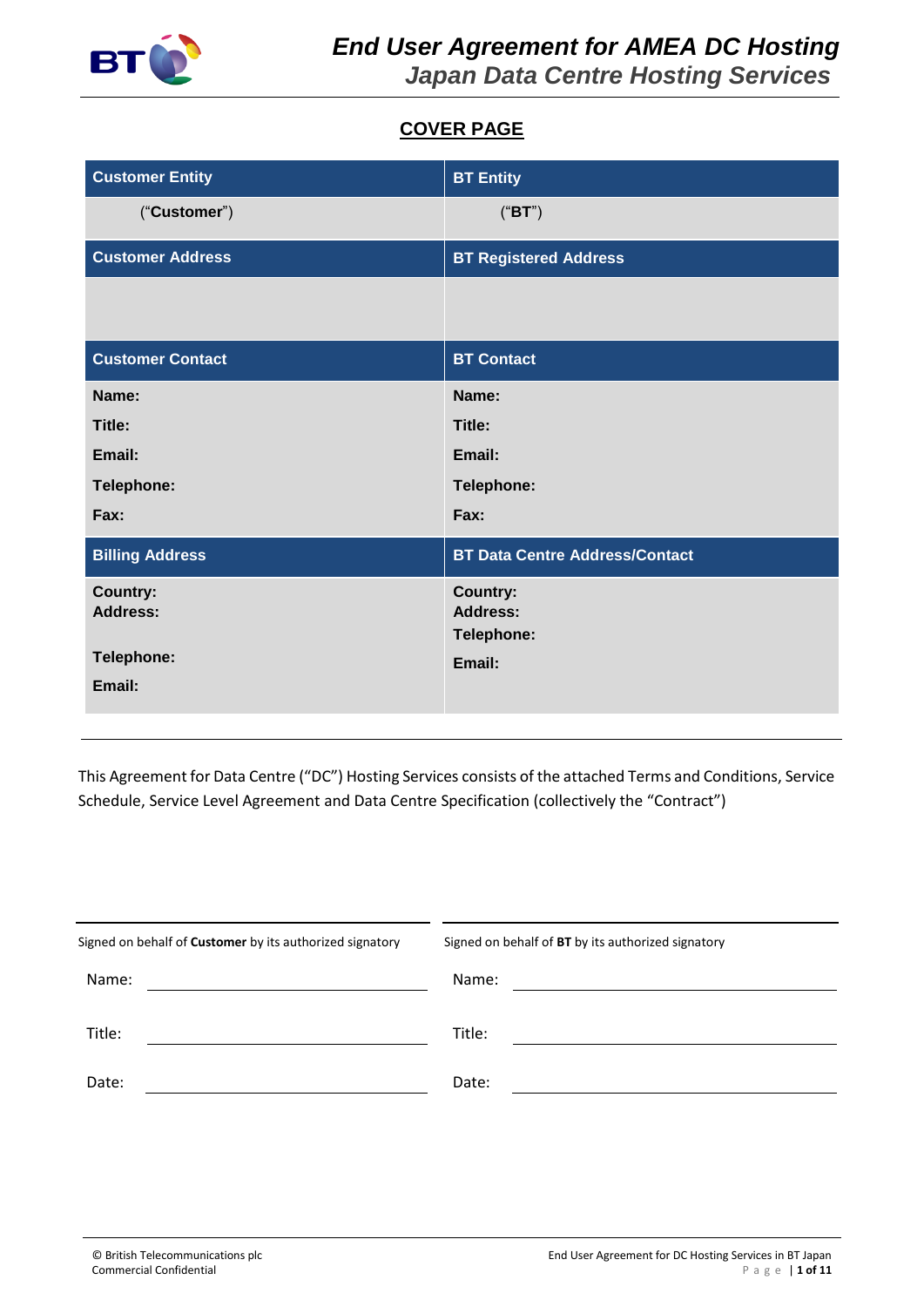# End User Agreement for AMEA DC Hosting

## Japan Data Centre Hosting Services

### COVER PAGE

| Customer Entity | BT Entity |
|---|---|
| (“**Customer**”) | (“**BT**”) |
| **Customer Address** | **BT Registered Address** |
| | |
| **Customer Contact** | **BT Contact** |
| **Name:**<br>**Title:**<br>**Email:**<br>**Telephone:**<br>**Fax:** | **Name:**<br>**Title:**<br>**Email:**<br>**Telephone:**<br>**Fax:** |
| **Billing Address** | **BT Data Centre Address/Contact** |
| **Country:**<br>**Address:**<br><br>**Telephone:**<br>**Email:** | **Country:**<br>**Address:**<br>**Telephone:**<br>**Email:** |

This Agreement for Data Centre (“DC”) Hosting Services consists of the attached Terms and Conditions, Service Schedule, Service Level Agreement and Data Centre Specification (collectively the “Contract”)

| Signed on behalf of **Customer** by its authorized signatory | Signed on behalf of **BT** by its authorized signatory |
|---|---|
| Name: ______________________ | Name: ______________________ |
| Title: ______________________ | Title: ______________________ |
| Date: ______________________ | Date: ______________________ |

© British Telecommunications plc
Commercial Confidential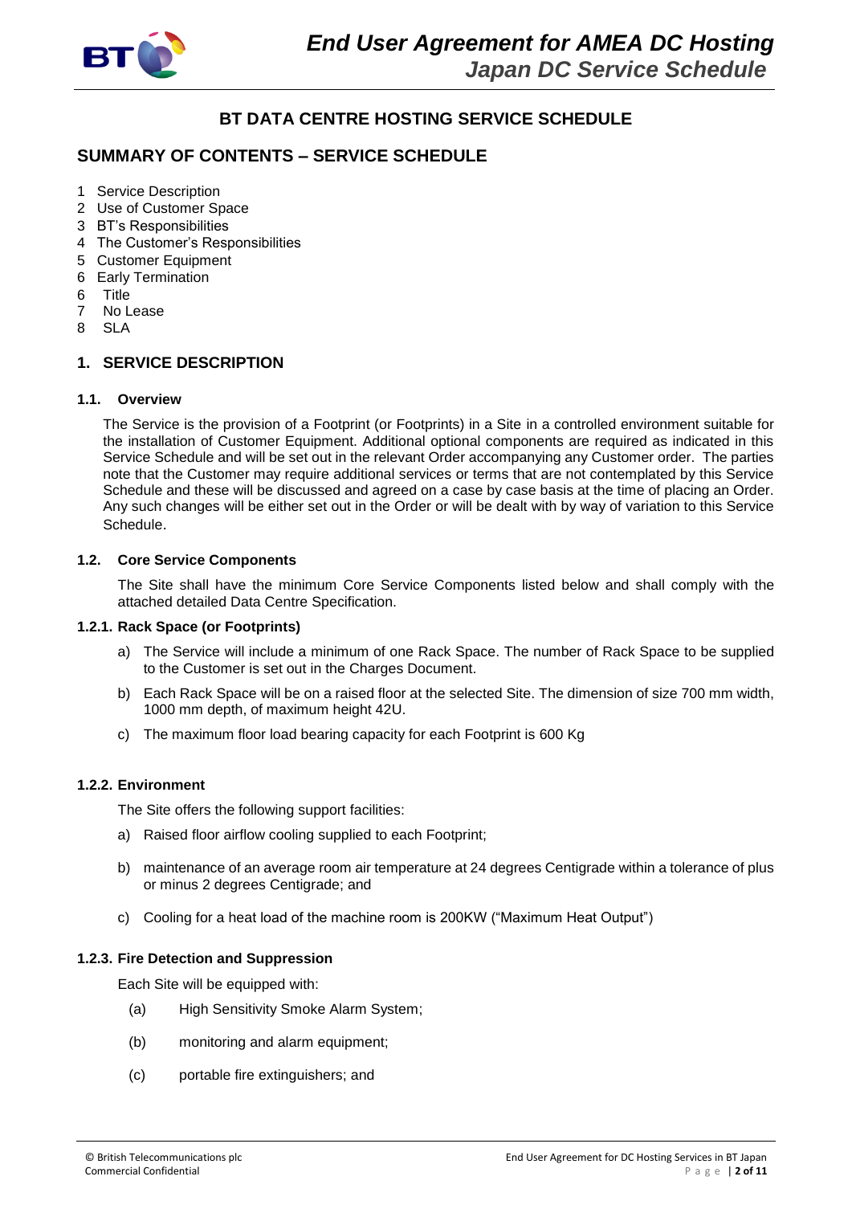## BT DATA CENTRE HOSTING SERVICE SCHEDULE

## SUMMARY OF CONTENTS – SERVICE SCHEDULE

1 Service Description
2 Use of Customer Space
3 BT's Responsibilities
4 The Customer's Responsibilities
5 Customer Equipment
6 Early Termination
6 Title
7 No Lease
8 SLA

### 1. SERVICE DESCRIPTION

#### 1.1. Overview

The Service is the provision of a Footprint (or Footprints) in a Site in a controlled environment suitable for the installation of Customer Equipment. Additional optional components are required as indicated in this Service Schedule and will be set out in the relevant Order accompanying any Customer order. The parties note that the Customer may require additional services or terms that are not contemplated by this Service Schedule and these will be discussed and agreed on a case by case basis at the time of placing an Order. Any such changes will be either set out in the Order or will be dealt with by way of variation to this Service Schedule.

#### 1.2. Core Service Components

The Site shall have the minimum Core Service Components listed below and shall comply with the attached detailed Data Centre Specification.

#### 1.2.1. Rack Space (or Footprints)

a) The Service will include a minimum of one Rack Space. The number of Rack Space to be supplied to the Customer is set out in the Charges Document.

b) Each Rack Space will be on a raised floor at the selected Site. The dimension of size 700 mm width, 1000 mm depth, of maximum height 42U.

c) The maximum floor load bearing capacity for each Footprint is 600 Kg

#### 1.2.2. Environment

The Site offers the following support facilities:

a) Raised floor airflow cooling supplied to each Footprint;

b) maintenance of an average room air temperature at 24 degrees Centigrade within a tolerance of plus or minus 2 degrees Centigrade; and

c) Cooling for a heat load of the machine room is 200KW ("Maximum Heat Output")

#### 1.2.3. Fire Detection and Suppression

Each Site will be equipped with:

(a) High Sensitivity Smoke Alarm System;

(b) monitoring and alarm equipment;

(c) portable fire extinguishers; and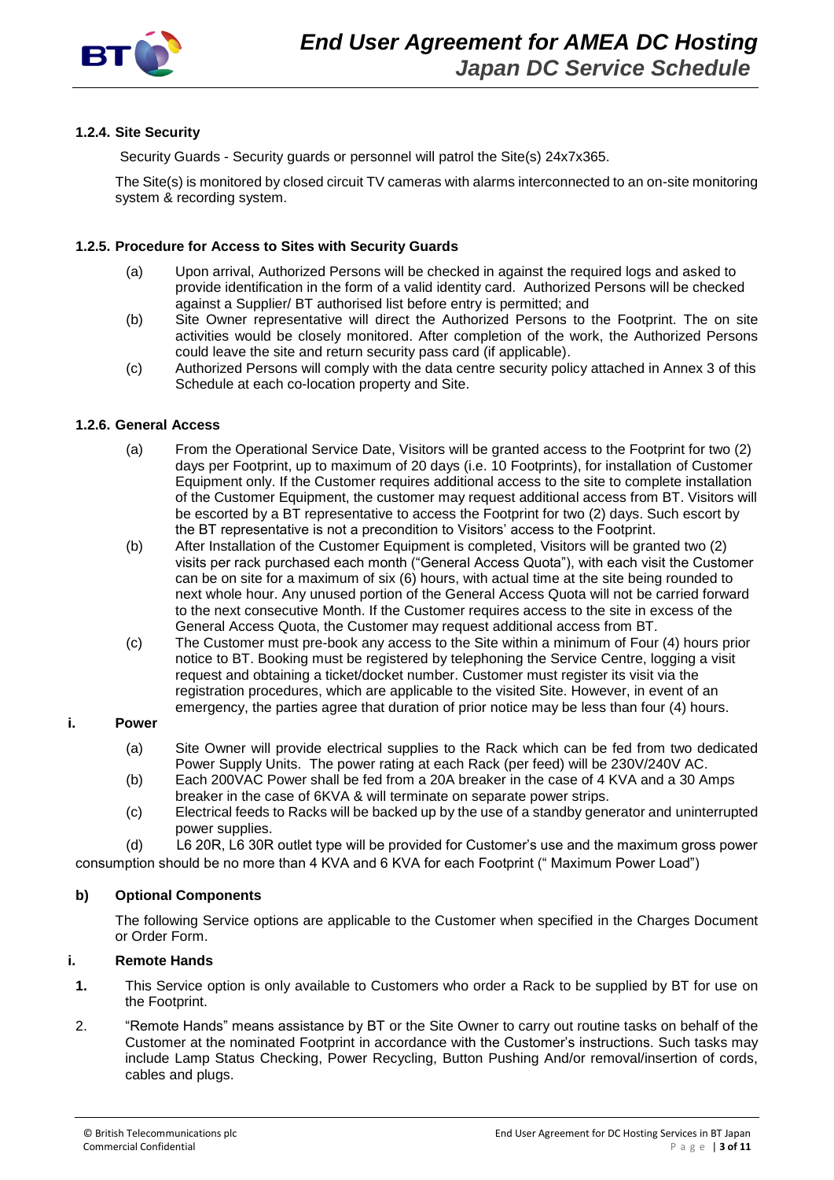#### 1.2.4. Site Security

Security Guards - Security guards or personnel will patrol the Site(s) 24x7x365.

The Site(s) is monitored by closed circuit TV cameras with alarms interconnected to an on-site monitoring system & recording system.

#### 1.2.5. Procedure for Access to Sites with Security Guards

(a) Upon arrival, Authorized Persons will be checked in against the required logs and asked to provide identification in the form of a valid identity card. Authorized Persons will be checked against a Supplier/ BT authorised list before entry is permitted; and

(b) Site Owner representative will direct the Authorized Persons to the Footprint. The on site activities would be closely monitored. After completion of the work, the Authorized Persons could leave the site and return security pass card (if applicable).

(c) Authorized Persons will comply with the data centre security policy attached in Annex 3 of this Schedule at each co-location property and Site.

#### 1.2.6. General Access

(a) From the Operational Service Date, Visitors will be granted access to the Footprint for two (2) days per Footprint, up to maximum of 20 days (i.e. 10 Footprints), for installation of Customer Equipment only. If the Customer requires additional access to the site to complete installation of the Customer Equipment, the customer may request additional access from BT. Visitors will be escorted by a BT representative to access the Footprint for two (2) days. Such escort by the BT representative is not a precondition to Visitors' access to the Footprint.

(b) After Installation of the Customer Equipment is completed, Visitors will be granted two (2) visits per rack purchased each month ("General Access Quota"), with each visit the Customer can be on site for a maximum of six (6) hours, with actual time at the site being rounded to next whole hour. Any unused portion of the General Access Quota will not be carried forward to the next consecutive Month. If the Customer requires access to the site in excess of the General Access Quota, the Customer may request additional access from BT.

(c) The Customer must pre-book any access to the Site within a minimum of Four (4) hours prior notice to BT. Booking must be registered by telephoning the Service Centre, logging a visit request and obtaining a ticket/docket number. Customer must register its visit via the registration procedures, which are applicable to the visited Site. However, in event of an emergency, the parties agree that duration of prior notice may be less than four (4) hours.

**i. Power**

(a) Site Owner will provide electrical supplies to the Rack which can be fed from two dedicated Power Supply Units. The power rating at each Rack (per feed) will be 230V/240V AC.

(b) Each 200VAC Power shall be fed from a 20A breaker in the case of 4 KVA and a 30 Amps breaker in the case of 6KVA & will terminate on separate power strips.

(c) Electrical feeds to Racks will be backed up by the use of a standby generator and uninterrupted power supplies.

(d) L6 20R, L6 30R outlet type will be provided for Customer's use and the maximum gross power consumption should be no more than 4 KVA and 6 KVA for each Footprint (" Maximum Power Load")

**b) Optional Components**

The following Service options are applicable to the Customer when specified in the Charges Document or Order Form.

**i. Remote Hands**

1. This Service option is only available to Customers who order a Rack to be supplied by BT for use on the Footprint.

2. "Remote Hands" means assistance by BT or the Site Owner to carry out routine tasks on behalf of the Customer at the nominated Footprint in accordance with the Customer's instructions. Such tasks may include Lamp Status Checking, Power Recycling, Button Pushing And/or removal/insertion of cords, cables and plugs.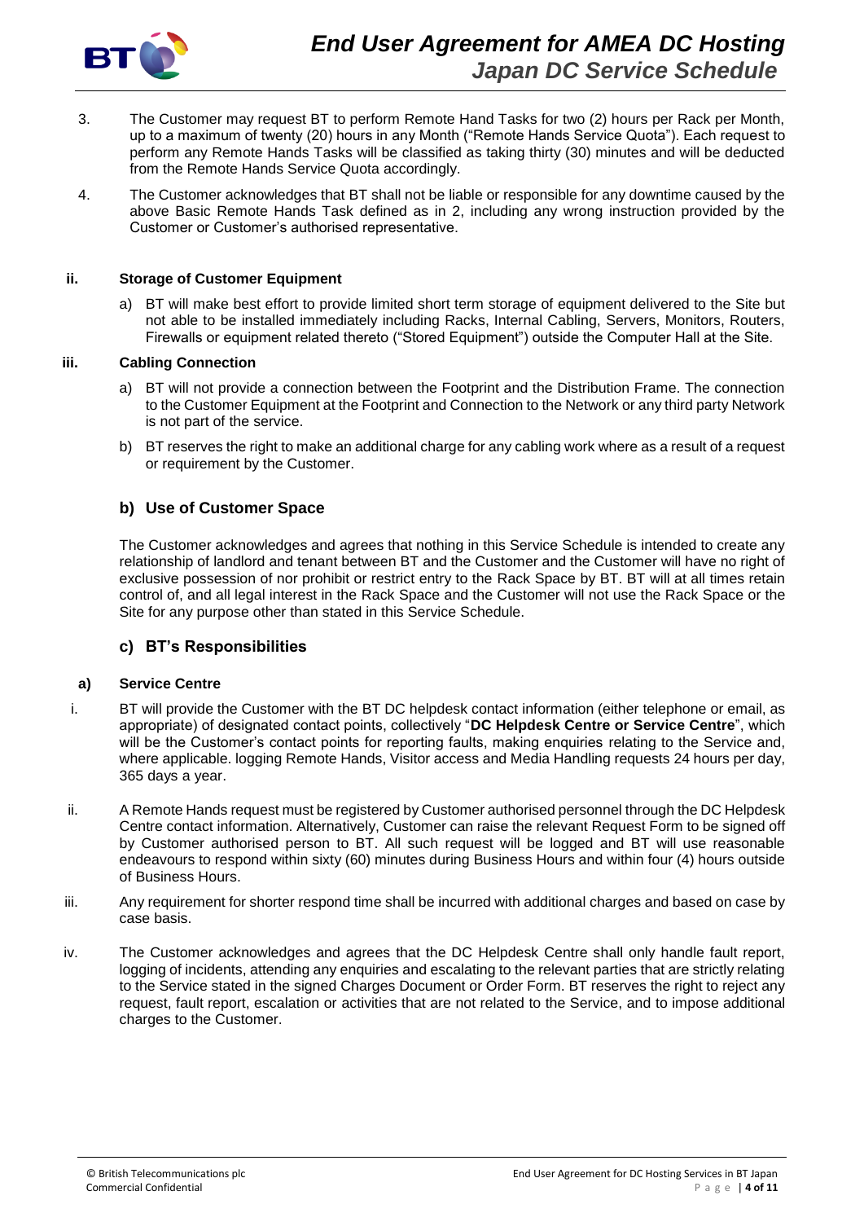3. The Customer may request BT to perform Remote Hand Tasks for two (2) hours per Rack per Month, up to a maximum of twenty (20) hours in any Month ("Remote Hands Service Quota"). Each request to perform any Remote Hands Tasks will be classified as taking thirty (30) minutes and will be deducted from the Remote Hands Service Quota accordingly.

4. The Customer acknowledges that BT shall not be liable or responsible for any downtime caused by the above Basic Remote Hands Task defined as in 2, including any wrong instruction provided by the Customer or Customer's authorised representative.

#### ii. Storage of Customer Equipment

a) BT will make best effort to provide limited short term storage of equipment delivered to the Site but not able to be installed immediately including Racks, Internal Cabling, Servers, Monitors, Routers, Firewalls or equipment related thereto ("Stored Equipment") outside the Computer Hall at the Site.

#### iii. Cabling Connection

a) BT will not provide a connection between the Footprint and the Distribution Frame. The connection to the Customer Equipment at the Footprint and Connection to the Network or any third party Network is not part of the service.

b) BT reserves the right to make an additional charge for any cabling work where as a result of a request or requirement by the Customer.

### b) Use of Customer Space

The Customer acknowledges and agrees that nothing in this Service Schedule is intended to create any relationship of landlord and tenant between BT and the Customer and the Customer will have no right of exclusive possession of nor prohibit or restrict entry to the Rack Space by BT. BT will at all times retain control of, and all legal interest in the Rack Space and the Customer will not use the Rack Space or the Site for any purpose other than stated in this Service Schedule.

### c) BT's Responsibilities

#### a) Service Centre

i. BT will provide the Customer with the BT DC helpdesk contact information (either telephone or email, as appropriate) of designated contact points, collectively "**DC Helpdesk Centre or Service Centre**", which will be the Customer's contact points for reporting faults, making enquiries relating to the Service and, where applicable. logging Remote Hands, Visitor access and Media Handling requests 24 hours per day, 365 days a year.

ii. A Remote Hands request must be registered by Customer authorised personnel through the DC Helpdesk Centre contact information. Alternatively, Customer can raise the relevant Request Form to be signed off by Customer authorised person to BT. All such request will be logged and BT will use reasonable endeavours to respond within sixty (60) minutes during Business Hours and within four (4) hours outside of Business Hours.

iii. Any requirement for shorter respond time shall be incurred with additional charges and based on case by case basis.

iv. The Customer acknowledges and agrees that the DC Helpdesk Centre shall only handle fault report, logging of incidents, attending any enquiries and escalating to the relevant parties that are strictly relating to the Service stated in the signed Charges Document or Order Form. BT reserves the right to reject any request, fault report, escalation or activities that are not related to the Service, and to impose additional charges to the Customer.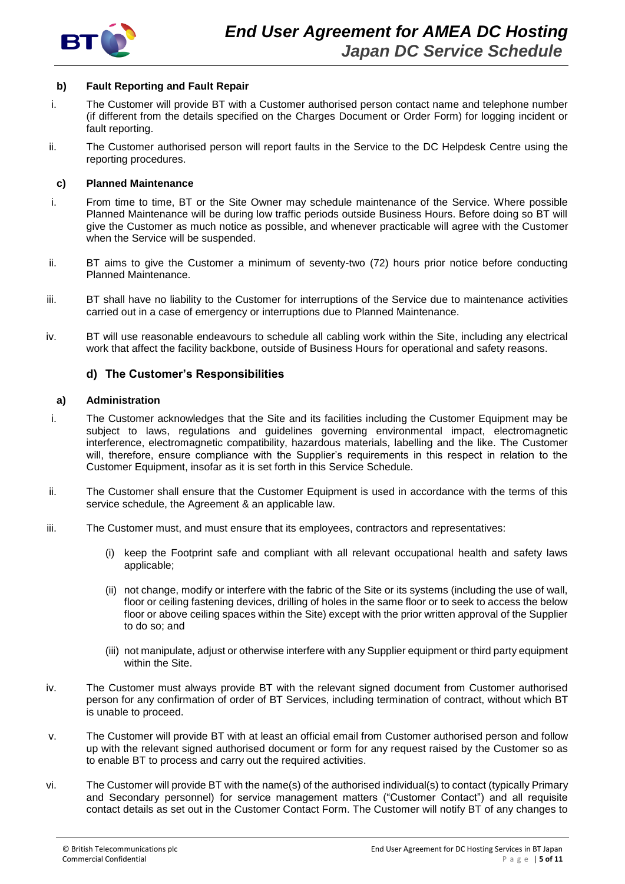#### b) Fault Reporting and Fault Repair

i. The Customer will provide BT with a Customer authorised person contact name and telephone number (if different from the details specified on the Charges Document or Order Form) for logging incident or fault reporting.

ii. The Customer authorised person will report faults in the Service to the DC Helpdesk Centre using the reporting procedures.

#### c) Planned Maintenance

i. From time to time, BT or the Site Owner may schedule maintenance of the Service. Where possible Planned Maintenance will be during low traffic periods outside Business Hours. Before doing so BT will give the Customer as much notice as possible, and whenever practicable will agree with the Customer when the Service will be suspended.

ii. BT aims to give the Customer a minimum of seventy-two (72) hours prior notice before conducting Planned Maintenance.

iii. BT shall have no liability to the Customer for interruptions of the Service due to maintenance activities carried out in a case of emergency or interruptions due to Planned Maintenance.

iv. BT will use reasonable endeavours to schedule all cabling work within the Site, including any electrical work that affect the facility backbone, outside of Business Hours for operational and safety reasons.

### d) The Customer's Responsibilities

#### a) Administration

i. The Customer acknowledges that the Site and its facilities including the Customer Equipment may be subject to laws, regulations and guidelines governing environmental impact, electromagnetic interference, electromagnetic compatibility, hazardous materials, labelling and the like. The Customer will, therefore, ensure compliance with the Supplier's requirements in this respect in relation to the Customer Equipment, insofar as it is set forth in this Service Schedule.

ii. The Customer shall ensure that the Customer Equipment is used in accordance with the terms of this service schedule, the Agreement & an applicable law.

iii. The Customer must, and must ensure that its employees, contractors and representatives:

   (i) keep the Footprint safe and compliant with all relevant occupational health and safety laws applicable;

   (ii) not change, modify or interfere with the fabric of the Site or its systems (including the use of wall, floor or ceiling fastening devices, drilling of holes in the same floor or to seek to access the below floor or above ceiling spaces within the Site) except with the prior written approval of the Supplier to do so; and

   (iii) not manipulate, adjust or otherwise interfere with any Supplier equipment or third party equipment within the Site.

iv. The Customer must always provide BT with the relevant signed document from Customer authorised person for any confirmation of order of BT Services, including termination of contract, without which BT is unable to proceed.

v. The Customer will provide BT with at least an official email from Customer authorised person and follow up with the relevant signed authorised document or form for any request raised by the Customer so as to enable BT to process and carry out the required activities.

vi. The Customer will provide BT with the name(s) of the authorised individual(s) to contact (typically Primary and Secondary personnel) for service management matters ("Customer Contact") and all requisite contact details as set out in the Customer Contact Form. The Customer will notify BT of any changes to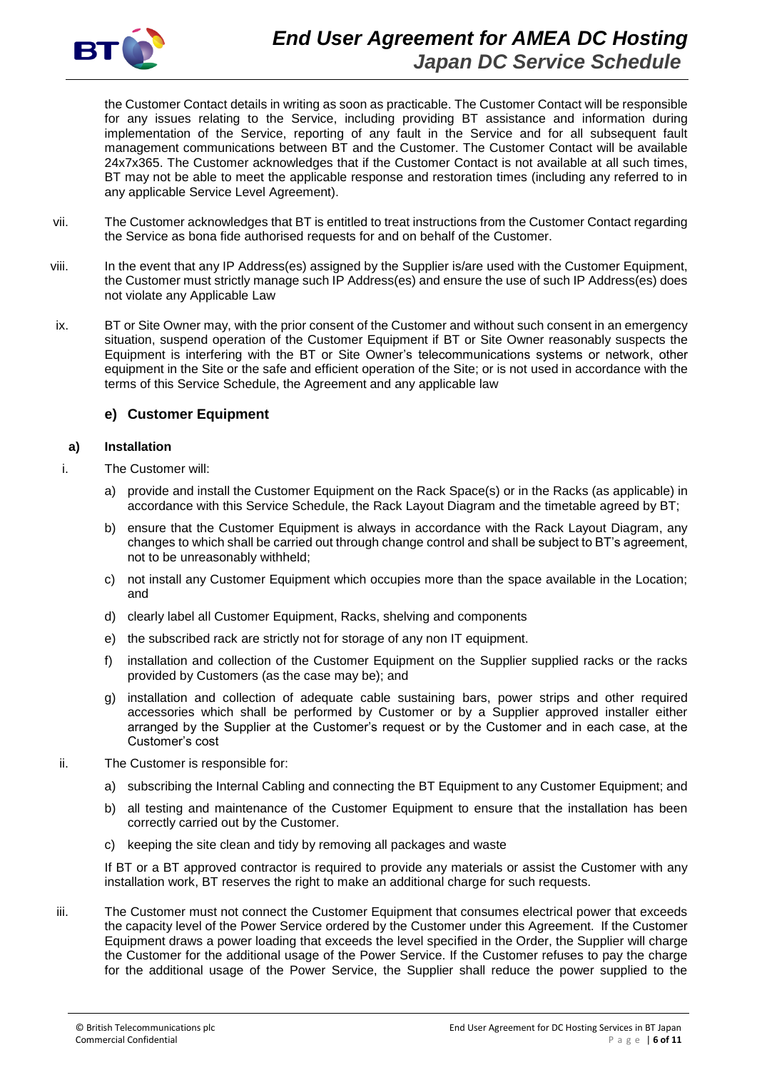the Customer Contact details in writing as soon as practicable. The Customer Contact will be responsible for any issues relating to the Service, including providing BT assistance and information during implementation of the Service, reporting of any fault in the Service and for all subsequent fault management communications between BT and the Customer. The Customer Contact will be available 24x7x365. The Customer acknowledges that if the Customer Contact is not available at all such times, BT may not be able to meet the applicable response and restoration times (including any referred to in any applicable Service Level Agreement).

vii. The Customer acknowledges that BT is entitled to treat instructions from the Customer Contact regarding the Service as bona fide authorised requests for and on behalf of the Customer.

viii. In the event that any IP Address(es) assigned by the Supplier is/are used with the Customer Equipment, the Customer must strictly manage such IP Address(es) and ensure the use of such IP Address(es) does not violate any Applicable Law

ix. BT or Site Owner may, with the prior consent of the Customer and without such consent in an emergency situation, suspend operation of the Customer Equipment if BT or Site Owner reasonably suspects the Equipment is interfering with the BT or Site Owner's telecommunications systems or network, other equipment in the Site or the safe and efficient operation of the Site; or is not used in accordance with the terms of this Service Schedule, the Agreement and any applicable law

### e) Customer Equipment

**a) Installation**

i. The Customer will:

a) provide and install the Customer Equipment on the Rack Space(s) or in the Racks (as applicable) in accordance with this Service Schedule, the Rack Layout Diagram and the timetable agreed by BT;

b) ensure that the Customer Equipment is always in accordance with the Rack Layout Diagram, any changes to which shall be carried out through change control and shall be subject to BT's agreement, not to be unreasonably withheld;

c) not install any Customer Equipment which occupies more than the space available in the Location; and

d) clearly label all Customer Equipment, Racks, shelving and components

e) the subscribed rack are strictly not for storage of any non IT equipment.

f) installation and collection of the Customer Equipment on the Supplier supplied racks or the racks provided by Customers (as the case may be); and

g) installation and collection of adequate cable sustaining bars, power strips and other required accessories which shall be performed by Customer or by a Supplier approved installer either arranged by the Supplier at the Customer's request or by the Customer and in each case, at the Customer's cost

ii. The Customer is responsible for:

a) subscribing the Internal Cabling and connecting the BT Equipment to any Customer Equipment; and

b) all testing and maintenance of the Customer Equipment to ensure that the installation has been correctly carried out by the Customer.

c) keeping the site clean and tidy by removing all packages and waste

If BT or a BT approved contractor is required to provide any materials or assist the Customer with any installation work, BT reserves the right to make an additional charge for such requests.

iii. The Customer must not connect the Customer Equipment that consumes electrical power that exceeds the capacity level of the Power Service ordered by the Customer under this Agreement. If the Customer Equipment draws a power loading that exceeds the level specified in the Order, the Supplier will charge the Customer for the additional usage of the Power Service. If the Customer refuses to pay the charge for the additional usage of the Power Service, the Supplier shall reduce the power supplied to the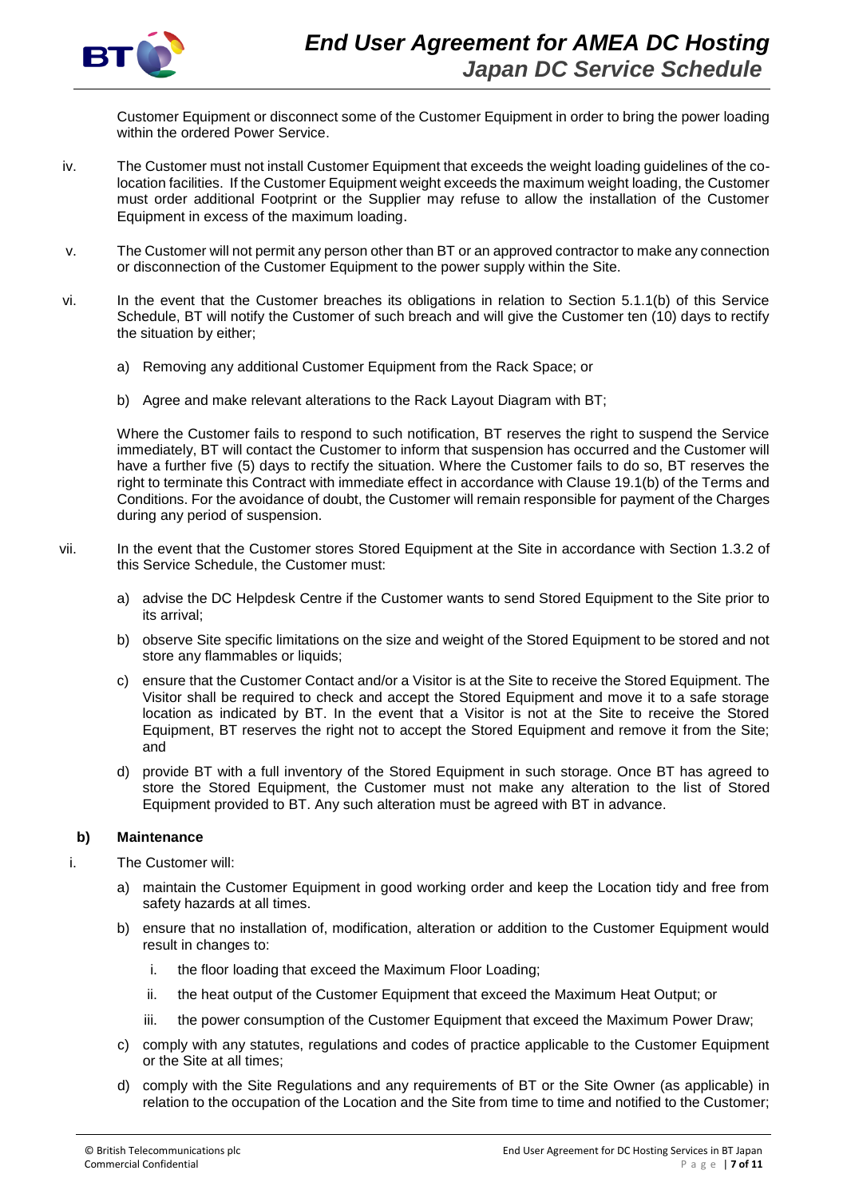Customer Equipment or disconnect some of the Customer Equipment in order to bring the power loading within the ordered Power Service.

iv. The Customer must not install Customer Equipment that exceeds the weight loading guidelines of the co-location facilities. If the Customer Equipment weight exceeds the maximum weight loading, the Customer must order additional Footprint or the Supplier may refuse to allow the installation of the Customer Equipment in excess of the maximum loading.

v. The Customer will not permit any person other than BT or an approved contractor to make any connection or disconnection of the Customer Equipment to the power supply within the Site.

vi. In the event that the Customer breaches its obligations in relation to Section 5.1.1(b) of this Service Schedule, BT will notify the Customer of such breach and will give the Customer ten (10) days to rectify the situation by either;

   a) Removing any additional Customer Equipment from the Rack Space; or

   b) Agree and make relevant alterations to the Rack Layout Diagram with BT;

   Where the Customer fails to respond to such notification, BT reserves the right to suspend the Service immediately, BT will contact the Customer to inform that suspension has occurred and the Customer will have a further five (5) days to rectify the situation. Where the Customer fails to do so, BT reserves the right to terminate this Contract with immediate effect in accordance with Clause 19.1(b) of the Terms and Conditions. For the avoidance of doubt, the Customer will remain responsible for payment of the Charges during any period of suspension.

vii. In the event that the Customer stores Stored Equipment at the Site in accordance with Section 1.3.2 of this Service Schedule, the Customer must:

   a) advise the DC Helpdesk Centre if the Customer wants to send Stored Equipment to the Site prior to its arrival;

   b) observe Site specific limitations on the size and weight of the Stored Equipment to be stored and not store any flammables or liquids;

   c) ensure that the Customer Contact and/or a Visitor is at the Site to receive the Stored Equipment. The Visitor shall be required to check and accept the Stored Equipment and move it to a safe storage location as indicated by BT. In the event that a Visitor is not at the Site to receive the Stored Equipment, BT reserves the right not to accept the Stored Equipment and remove it from the Site; and

   d) provide BT with a full inventory of the Stored Equipment in such storage. Once BT has agreed to store the Stored Equipment, the Customer must not make any alteration to the list of Stored Equipment provided to BT. Any such alteration must be agreed with BT in advance.

**b) Maintenance**

i. The Customer will:

   a) maintain the Customer Equipment in good working order and keep the Location tidy and free from safety hazards at all times.

   b) ensure that no installation of, modification, alteration or addition to the Customer Equipment would result in changes to:

      i. the floor loading that exceed the Maximum Floor Loading;

      ii. the heat output of the Customer Equipment that exceed the Maximum Heat Output; or

      iii. the power consumption of the Customer Equipment that exceed the Maximum Power Draw;

   c) comply with any statutes, regulations and codes of practice applicable to the Customer Equipment or the Site at all times;

   d) comply with the Site Regulations and any requirements of BT or the Site Owner (as applicable) in relation to the occupation of the Location and the Site from time to time and notified to the Customer;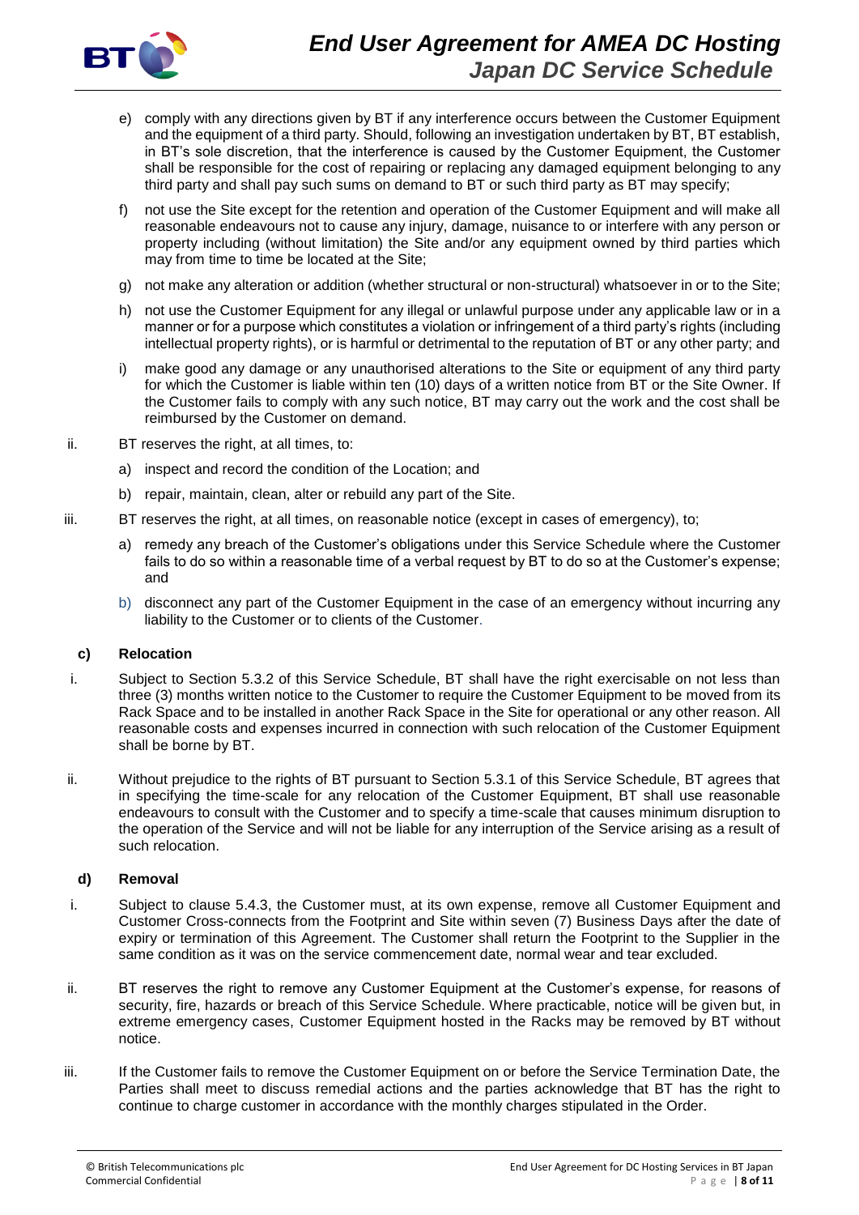e) comply with any directions given by BT if any interference occurs between the Customer Equipment and the equipment of a third party. Should, following an investigation undertaken by BT, BT establish, in BT's sole discretion, that the interference is caused by the Customer Equipment, the Customer shall be responsible for the cost of repairing or replacing any damaged equipment belonging to any third party and shall pay such sums on demand to BT or such third party as BT may specify;

f) not use the Site except for the retention and operation of the Customer Equipment and will make all reasonable endeavours not to cause any injury, damage, nuisance to or interfere with any person or property including (without limitation) the Site and/or any equipment owned by third parties which may from time to time be located at the Site;

g) not make any alteration or addition (whether structural or non-structural) whatsoever in or to the Site;

h) not use the Customer Equipment for any illegal or unlawful purpose under any applicable law or in a manner or for a purpose which constitutes a violation or infringement of a third party's rights (including intellectual property rights), or is harmful or detrimental to the reputation of BT or any other party; and

i) make good any damage or any unauthorised alterations to the Site or equipment of any third party for which the Customer is liable within ten (10) days of a written notice from BT or the Site Owner. If the Customer fails to comply with any such notice, BT may carry out the work and the cost shall be reimbursed by the Customer on demand.

ii. BT reserves the right, at all times, to:

a) inspect and record the condition of the Location; and

b) repair, maintain, clean, alter or rebuild any part of the Site.

iii. BT reserves the right, at all times, on reasonable notice (except in cases of emergency), to;

a) remedy any breach of the Customer's obligations under this Service Schedule where the Customer fails to do so within a reasonable time of a verbal request by BT to do so at the Customer's expense; and

b) disconnect any part of the Customer Equipment in the case of an emergency without incurring any liability to the Customer or to clients of the Customer.

**c) Relocation**

i. Subject to Section 5.3.2 of this Service Schedule, BT shall have the right exercisable on not less than three (3) months written notice to the Customer to require the Customer Equipment to be moved from its Rack Space and to be installed in another Rack Space in the Site for operational or any other reason. All reasonable costs and expenses incurred in connection with such relocation of the Customer Equipment shall be borne by BT.

ii. Without prejudice to the rights of BT pursuant to Section 5.3.1 of this Service Schedule, BT agrees that in specifying the time-scale for any relocation of the Customer Equipment, BT shall use reasonable endeavours to consult with the Customer and to specify a time-scale that causes minimum disruption to the operation of the Service and will not be liable for any interruption of the Service arising as a result of such relocation.

**d) Removal**

i. Subject to clause 5.4.3, the Customer must, at its own expense, remove all Customer Equipment and Customer Cross-connects from the Footprint and Site within seven (7) Business Days after the date of expiry or termination of this Agreement. The Customer shall return the Footprint to the Supplier in the same condition as it was on the service commencement date, normal wear and tear excluded.

ii. BT reserves the right to remove any Customer Equipment at the Customer's expense, for reasons of security, fire, hazards or breach of this Service Schedule. Where practicable, notice will be given but, in extreme emergency cases, Customer Equipment hosted in the Racks may be removed by BT without notice.

iii. If the Customer fails to remove the Customer Equipment on or before the Service Termination Date, the Parties shall meet to discuss remedial actions and the parties acknowledge that BT has the right to continue to charge customer in accordance with the monthly charges stipulated in the Order.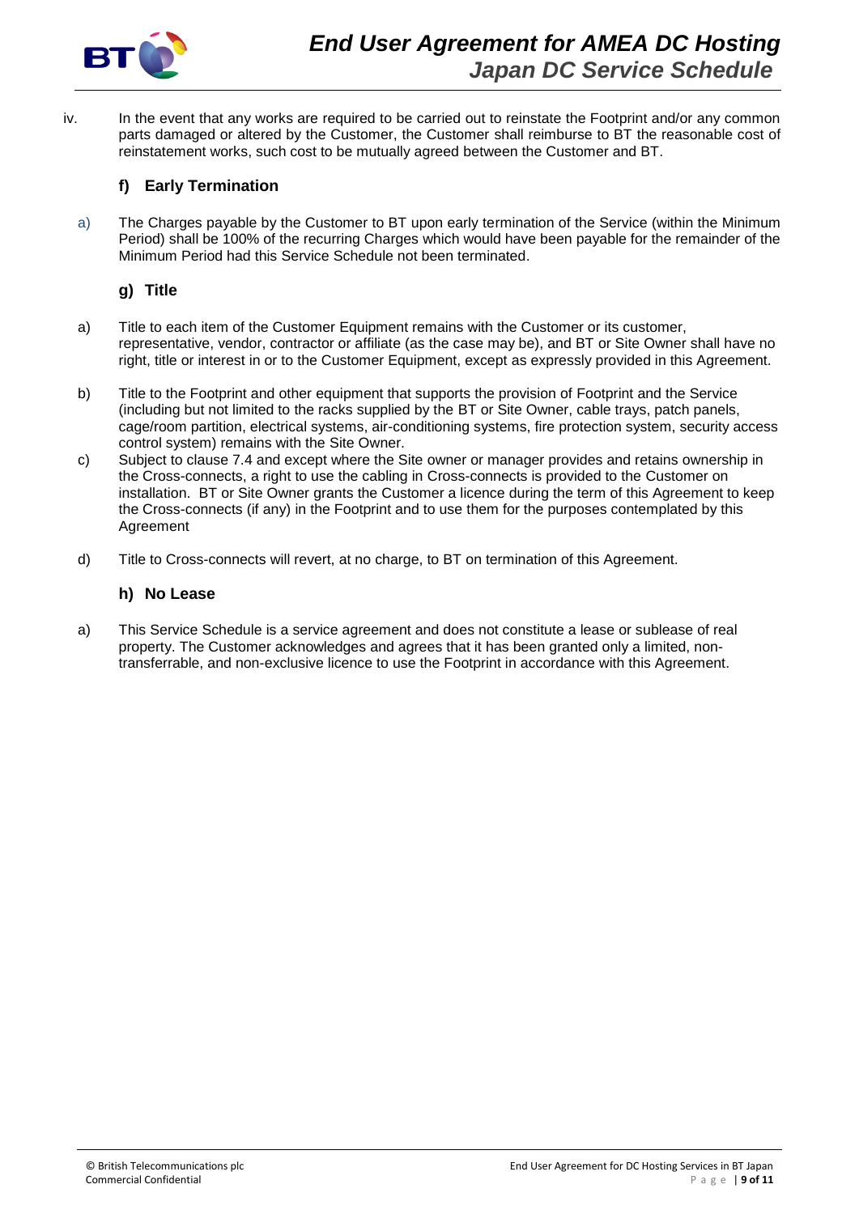iv. In the event that any works are required to be carried out to reinstate the Footprint and/or any common parts damaged or altered by the Customer, the Customer shall reimburse to BT the reasonable cost of reinstatement works, such cost to be mutually agreed between the Customer and BT.

### f) Early Termination

a) The Charges payable by the Customer to BT upon early termination of the Service (within the Minimum Period) shall be 100% of the recurring Charges which would have been payable for the remainder of the Minimum Period had this Service Schedule not been terminated.

### g) Title

a) Title to each item of the Customer Equipment remains with the Customer or its customer, representative, vendor, contractor or affiliate (as the case may be), and BT or Site Owner shall have no right, title or interest in or to the Customer Equipment, except as expressly provided in this Agreement.

b) Title to the Footprint and other equipment that supports the provision of Footprint and the Service (including but not limited to the racks supplied by the BT or Site Owner, cable trays, patch panels, cage/room partition, electrical systems, air-conditioning systems, fire protection system, security access control system) remains with the Site Owner.

c) Subject to clause 7.4 and except where the Site owner or manager provides and retains ownership in the Cross-connects, a right to use the cabling in Cross-connects is provided to the Customer on installation. BT or Site Owner grants the Customer a licence during the term of this Agreement to keep the Cross-connects (if any) in the Footprint and to use them for the purposes contemplated by this Agreement

d) Title to Cross-connects will revert, at no charge, to BT on termination of this Agreement.

### h) No Lease

a) This Service Schedule is a service agreement and does not constitute a lease or sublease of real property. The Customer acknowledges and agrees that it has been granted only a limited, non-transferrable, and non-exclusive licence to use the Footprint in accordance with this Agreement.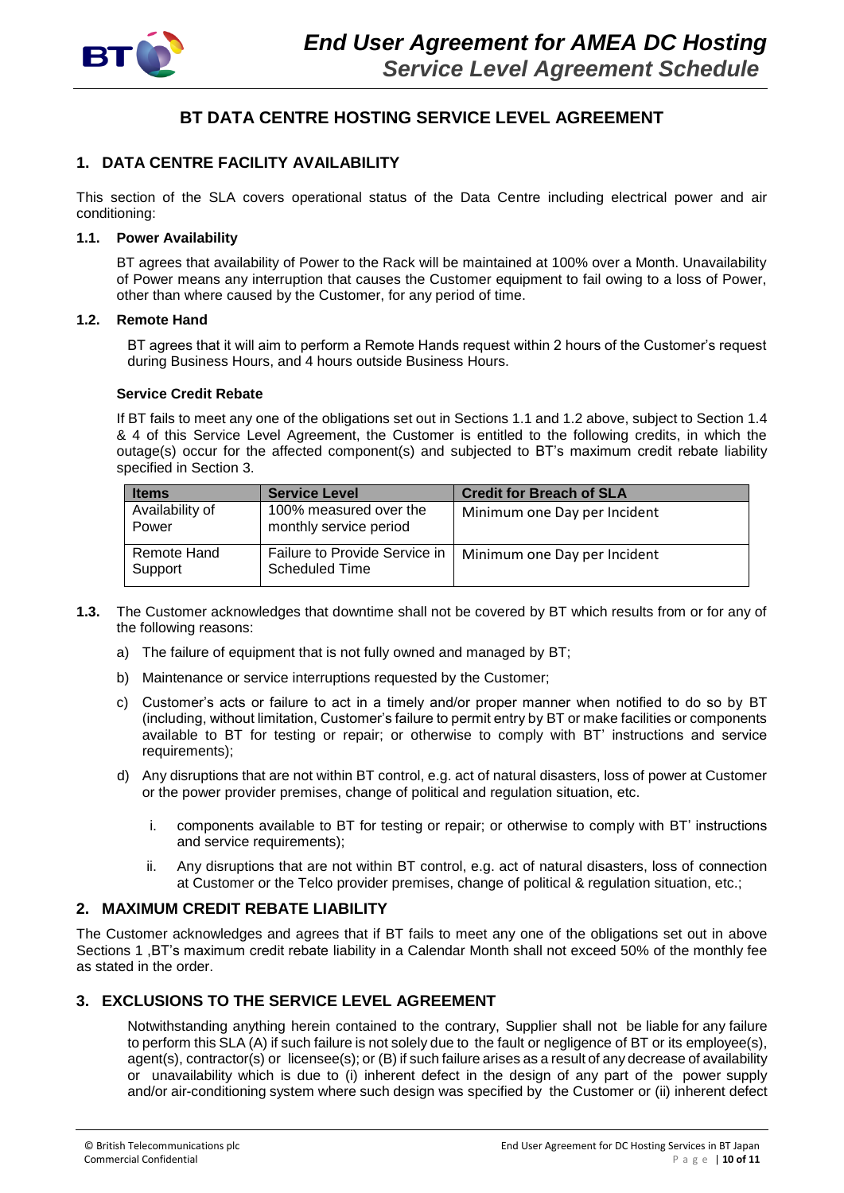# BT DATA CENTRE HOSTING SERVICE LEVEL AGREEMENT

## 1. DATA CENTRE FACILITY AVAILABILITY

This section of the SLA covers operational status of the Data Centre including electrical power and air conditioning:

### 1.1. Power Availability

BT agrees that availability of Power to the Rack will be maintained at 100% over a Month. Unavailability of Power means any interruption that causes the Customer equipment to fail owing to a loss of Power, other than where caused by the Customer, for any period of time.

### 1.2. Remote Hand

BT agrees that it will aim to perform a Remote Hands request within 2 hours of the Customer's request during Business Hours, and 4 hours outside Business Hours.

**Service Credit Rebate**

If BT fails to meet any one of the obligations set out in Sections 1.1 and 1.2 above, subject to Section 1.4 & 4 of this Service Level Agreement, the Customer is entitled to the following credits, in which the outage(s) occur for the affected component(s) and subjected to BT's maximum credit rebate liability specified in Section 3.

| Items | Service Level | Credit for Breach of SLA |
|---|---|---|
| Availability of Power | 100% measured over the monthly service period | Minimum one Day per Incident |
| Remote Hand Support | Failure to Provide Service in Scheduled Time | Minimum one Day per Incident |

**1.3.** The Customer acknowledges that downtime shall not be covered by BT which results from or for any of the following reasons:

a) The failure of equipment that is not fully owned and managed by BT;

b) Maintenance or service interruptions requested by the Customer;

c) Customer's acts or failure to act in a timely and/or proper manner when notified to do so by BT (including, without limitation, Customer's failure to permit entry by BT or make facilities or components available to BT for testing or repair; or otherwise to comply with BT' instructions and service requirements);

d) Any disruptions that are not within BT control, e.g. act of natural disasters, loss of power at Customer or the power provider premises, change of political and regulation situation, etc.

   i. components available to BT for testing or repair; or otherwise to comply with BT' instructions and service requirements);

   ii. Any disruptions that are not within BT control, e.g. act of natural disasters, loss of connection at Customer or the Telco provider premises, change of political & regulation situation, etc.;

## 2. MAXIMUM CREDIT REBATE LIABILITY

The Customer acknowledges and agrees that if BT fails to meet any one of the obligations set out in above Sections 1 ,BT's maximum credit rebate liability in a Calendar Month shall not exceed 50% of the monthly fee as stated in the order.

## 3. EXCLUSIONS TO THE SERVICE LEVEL AGREEMENT

Notwithstanding anything herein contained to the contrary, Supplier shall not be liable for any failure to perform this SLA (A) if such failure is not solely due to the fault or negligence of BT or its employee(s), agent(s), contractor(s) or licensee(s); or (B) if such failure arises as a result of any decrease of availability or unavailability which is due to (i) inherent defect in the design of any part of the power supply and/or air-conditioning system where such design was specified by the Customer or (ii) inherent defect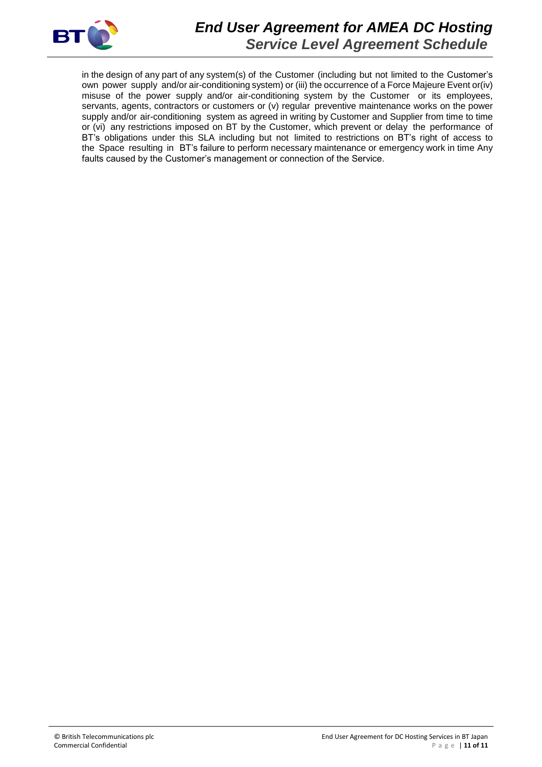in the design of any part of any system(s) of the Customer (including but not limited to the Customer's own power supply and/or air-conditioning system) or (iii) the occurrence of a Force Majeure Event or(iv) misuse of the power supply and/or air-conditioning system by the Customer or its employees, servants, agents, contractors or customers or (v) regular preventive maintenance works on the power supply and/or air-conditioning system as agreed in writing by Customer and Supplier from time to time or (vi) any restrictions imposed on BT by the Customer, which prevent or delay the performance of BT's obligations under this SLA including but not limited to restrictions on BT's right of access to the Space resulting in BT's failure to perform necessary maintenance or emergency work in time Any faults caused by the Customer's management or connection of the Service.